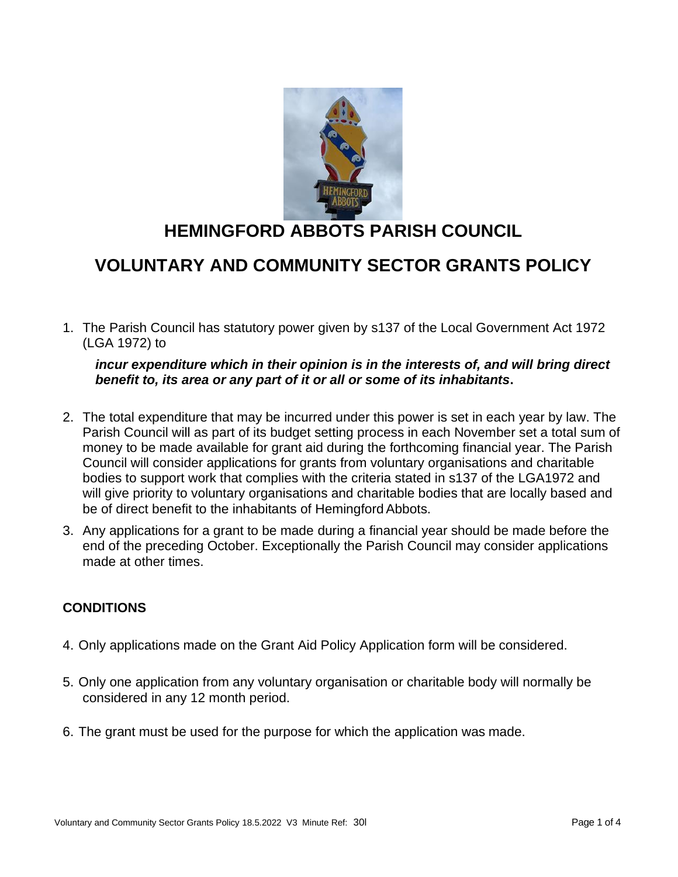# HEMINGFORD ABBOTS PARISH COUNCIL

# VOLUNTARY AND COMMUNITY SECTOR GRANTS POLICY

1. The Parish Council has statutory power given by s137 of the Local Government Act 1972 (LGA 1972) to

   ***incur expenditure which in their opinion is in the interests of, and will bring direct benefit to, its area or any part of it or all or some of its inhabitants*.**

2. The total expenditure that may be incurred under this power is set in each year by law. The Parish Council will as part of its budget setting process in each November set a total sum of money to be made available for grant aid during the forthcoming financial year. The Parish Council will consider applications for grants from voluntary organisations and charitable bodies to support work that complies with the criteria stated in s137 of the LGA1972 and will give priority to voluntary organisations and charitable bodies that are locally based and be of direct benefit to the inhabitants of Hemingford Abbots.

3. Any applications for a grant to be made during a financial year should be made before the end of the preceding October. Exceptionally the Parish Council may consider applications made at other times.

## CONDITIONS

4. Only applications made on the Grant Aid Policy Application form will be considered.

5. Only one application from any voluntary organisation or charitable body will normally be considered in any 12 month period.

6. The grant must be used for the purpose for which the application was made.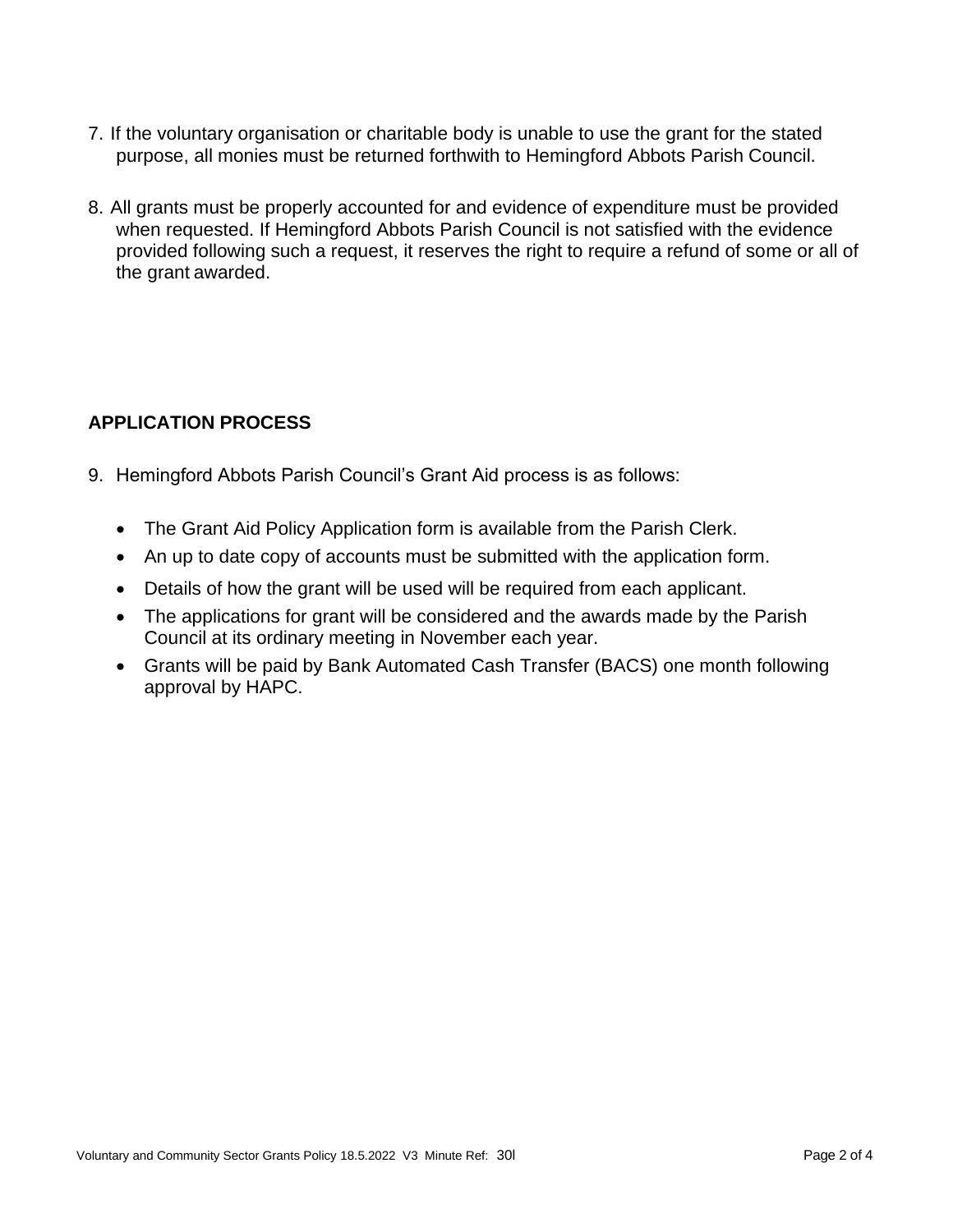7. If the voluntary organisation or charitable body is unable to use the grant for the stated purpose, all monies must be returned forthwith to Hemingford Abbots Parish Council.

8. All grants must be properly accounted for and evidence of expenditure must be provided when requested. If Hemingford Abbots Parish Council is not satisfied with the evidence provided following such a request, it reserves the right to require a refund of some or all of the grant awarded.

## APPLICATION PROCESS

9. Hemingford Abbots Parish Council's Grant Aid process is as follows:

   - The Grant Aid Policy Application form is available from the Parish Clerk.
   - An up to date copy of accounts must be submitted with the application form.
   - Details of how the grant will be used will be required from each applicant.
   - The applications for grant will be considered and the awards made by the Parish Council at its ordinary meeting in November each year.
   - Grants will be paid by Bank Automated Cash Transfer (BACS) one month following approval by HAPC.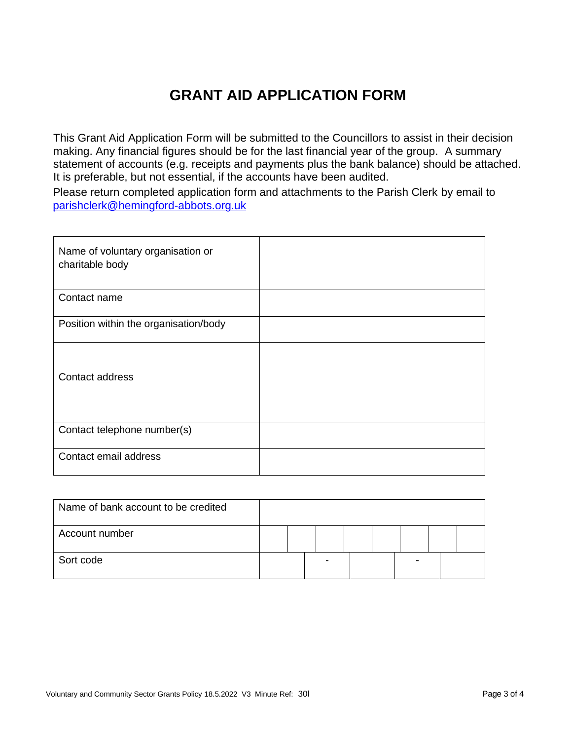# GRANT AID APPLICATION FORM

This Grant Aid Application Form will be submitted to the Councillors to assist in their decision making. Any financial figures should be for the last financial year of the group. A summary statement of accounts (e.g. receipts and payments plus the bank balance) should be attached. It is preferable, but not essential, if the accounts have been audited.

Please return completed application form and attachments to the Parish Clerk by email to [parishclerk@hemingford-abbots.org.uk](mailto:parishclerk@hemingford-abbots.org.uk)

| | |
|---|---|
| Name of voluntary organisation or charitable body | |
| Contact name | |
| Position within the organisation/body | |
| Contact address | |
| Contact telephone number(s) | |
| Contact email address | |

| | | | | | | | | |
|---|---|---|---|---|---|---|---|---|
| Name of bank account to be credited | | | | | | | | |
| Account number | | | | | | | | |
| Sort code | | - | | - | | | | |

Voluntary and Community Sector Grants Policy 18.5.2022 V3 Minute Ref: 30l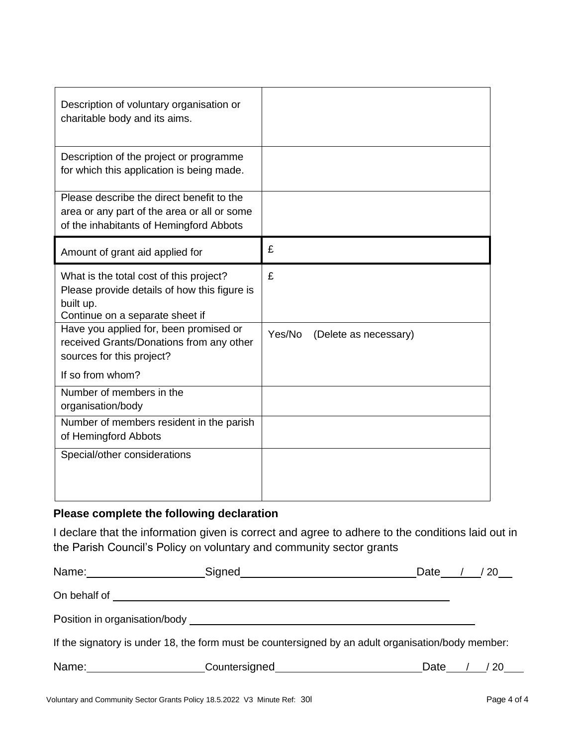| | |
|---|---|
| Description of voluntary organisation or charitable body and its aims. | |
| Description of the project or programme for which this application is being made. | |
| Please describe the direct benefit to the area or any part of the area or all or some of the inhabitants of Hemingford Abbots | |
| Amount of grant aid applied for | £ |
| What is the total cost of this project? Please provide details of how this figure is built up. Continue on a separate sheet if | £ |
| Have you applied for, been promised or received Grants/Donations from any other sources for this project? If so from whom? | Yes/No (Delete as necessary) |
| Number of members in the organisation/body | |
| Number of members resident in the parish of Hemingford Abbots | |
| Special/other considerations | |

**Please complete the following declaration**

I declare that the information given is correct and agree to adhere to the conditions laid out in the Parish Council's Policy on voluntary and community sector grants

Name:\_\_\_\_\_\_\_\_\_\_\_\_\_\_\_\_\_\_\_\_ Signed\_\_\_\_\_\_\_\_\_\_\_\_\_\_\_\_\_\_\_\_\_\_\_\_\_\_\_\_\_\_ Date\_\_\_ /\_\_\_ / 20\_\_

On behalf of \_\_\_\_\_\_\_\_\_\_\_\_\_\_\_\_\_\_\_\_\_\_\_\_\_\_\_\_\_\_\_\_\_\_\_\_\_\_\_\_\_\_\_\_\_\_\_\_\_\_\_\_\_\_\_\_\_\_\_\_

Position in organisation/body \_\_\_\_\_\_\_\_\_\_\_\_\_\_\_\_\_\_\_\_\_\_\_\_\_\_\_\_\_\_\_\_\_\_\_\_\_\_\_\_\_\_\_\_\_\_\_\_

If the signatory is under 18, the form must be countersigned by an adult organisation/body member:

Name:\_\_\_\_\_\_\_\_\_\_\_\_\_\_\_\_\_\_\_\_ Countersigned\_\_\_\_\_\_\_\_\_\_\_\_\_\_\_\_\_\_\_\_\_\_\_\_\_\_\_\_ Date\_\_\_ /\_\_\_ / 20\_\_\_

Voluntary and Community Sector Grants Policy 18.5.2022 V3 Minute Ref: 30l